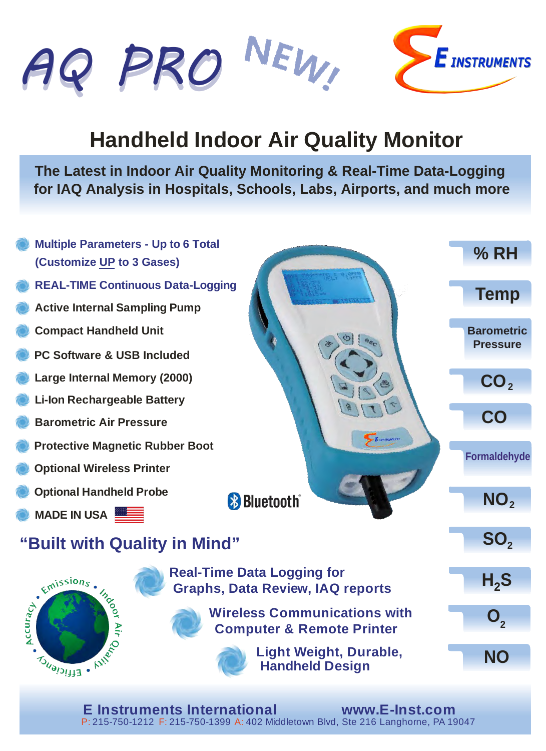# AQ PRO NEW!

E INSTRUMENTS

## Handheld Indoor Air Quality Monitor

**The Latest in Indoor Air Quality Monitoring & Real-Time Data-Logging for IAQ Analysis in Hospitals, Schools, Labs, Airports, and much more**

- **Multiple Parameters - Up to 6 Total (Customize UP to 3 Gases)**
- **REAL-TIME Continuous Data-Logging**
- **Active Internal Sampling Pump**
- **Compact Handheld Unit**
- **PC Software & USB Included**
- **Large Internal Memory (2000)**
- **Li-Ion Rechargeable Battery**
- **Barometric Air Pressure**
- **Protective Magnetic Rubber Boot**
- **Optional Wireless Printer**
- **Optional Handheld Probe**
- **MADE IN USA**

Bluetooth

- % RH
- Temp
- Barometric Pressure
- $CO_2$
- CO
- Formaldehyde
- $NO_2$
- $SO_2$
- $H_2S$
- $O_2$
- NO

## "Built with Quality in Mind"

Emissions • Indoor Air Quality • Efficiency • Accuracy

- **Real-Time Data Logging for Graphs, Data Review, IAQ reports**
- **Wireless Communications with Computer & Remote Printer**
- **Light Weight, Durable, Handheld Design**

**E Instruments International** **www.E-Inst.com**

P: 215-750-1212 F: 215-750-1399 A: 402 Middletown Blvd, Ste 216 Langhorne, PA 19047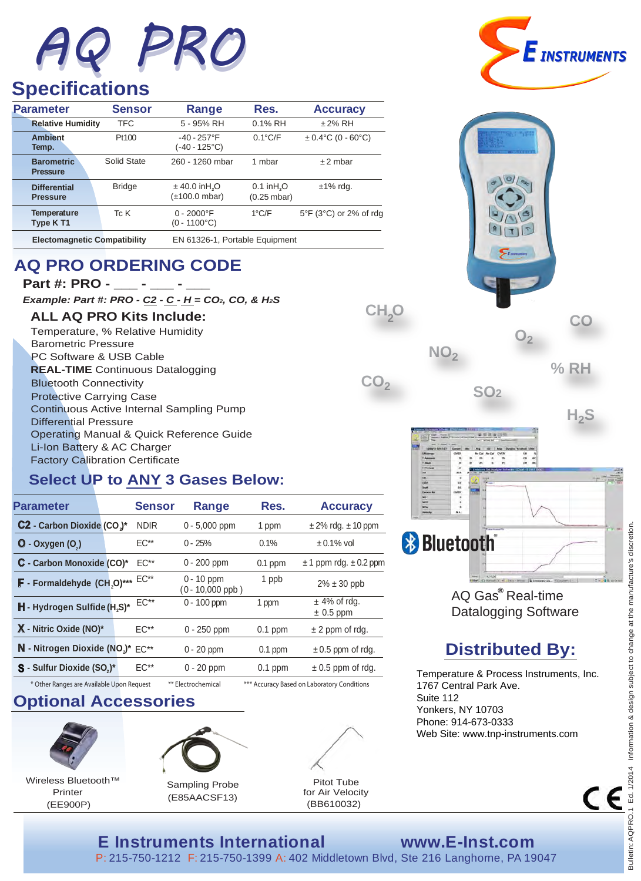# AQ PRO

## Specifications

| Parameter | Sensor | Range | Res. | Accuracy |
|---|---|---|---|---|
| Relative Humidity | TFC | 5 - 95% RH | 0.1% RH | ± 2% RH |
| Ambient Temp. | Pt100 | -40 - 257°F (-40 - 125°C) | 0.1°C/F | ± 0.4°C (0 - 60°C) |
| Barometric Pressure | Solid State | 260 - 1260 mbar | 1 mbar | ± 2 mbar |
| Differential Pressure | Bridge | ± 40.0 $inH_2O$ (±100.0 mbar) | 0.1 $inH_2O$ (0.25 mbar) | ±1% rdg. |
| Temperature Type K T1 | Tc K | 0 - 2000°F (0 - 1100°C) | 1°C/F | 5°F (3°C) or 2% of rdg |
| Electomagnetic Compatibility | | EN 61326-1, Portable Equipment | | |

## AQ PRO ORDERING CODE

**Part #: PRO - ___ - ___ - ___**

***Example: Part #: PRO - C2 - C - H = $CO_2$, CO, & $H_2S$***

### ALL AQ PRO Kits Include:

Temperature, % Relative Humidity
Barometric Pressure
PC Software & USB Cable
**REAL-TIME** Continuous Datalogging
Bluetooth Connectivity
Protective Carrying Case
Continuous Active Internal Sampling Pump
Differential Pressure
Operating Manual & Quick Reference Guide
Li-Ion Battery & AC Charger
Factory Calibration Certificate

### Select UP to ANY 3 Gases Below:

| Parameter | Sensor | Range | Res. | Accuracy |
|---|---|---|---|---|
| **C2** - Carbon Dioxide ($CO_2$)* | NDIR | 0 - 5,000 ppm | 1 ppm | ± 2% rdg. ± 10 ppm |
| **O** - Oxygen ($O_2$) | EC** | 0 - 25% | 0.1% | ± 0.1% vol |
| **C** - Carbon Monoxide (CO)* | EC** | 0 - 200 ppm | 0.1 ppm | ± 1 ppm rdg. ± 0.2 ppm |
| **F** - Formaldehyde ($CH_2O$)*** | EC** | 0 - 10 ppm (0 - 10,000 ppb) | 1 ppb | 2% ± 30 ppb |
| **H** - Hydrogen Sulfide ($H_2S$)* | EC** | 0 - 100 ppm | 1 ppm | ± 4% of rdg. ± 0.5 ppm |
| **X** - Nitric Oxide (NO)* | EC** | 0 - 250 ppm | 0.1 ppm | ± 2 ppm of rdg. |
| **N** - Nitrogen Dioxide ($NO_2$)* | EC** | 0 - 20 ppm | 0.1 ppm | ± 0.5 ppm of rdg. |
| **S** - Sulfur Dioxide ($SO_2$)* | EC** | 0 - 20 ppm | 0.1 ppm | ± 0.5 ppm of rdg. |

\* Other Ranges are Available Upon Request  ** Electrochemical  *** Accuracy Based on Laboratory Conditions

## Optional Accessories

Wireless Bluetooth™ Printer (EE900P)

Sampling Probe (E85AACSF13)

Pitot Tube for Air Velocity (BB610032)

$CH_2O$ CO $O_2$ $NO_2$ % RH $CO_2$ $SO_2$ $H_2S$

Bluetooth®

AQ Gas® Real-time Datalogging Software

## Distributed By:

Temperature & Process Instruments, Inc.
1767 Central Park Ave.
Suite 112
Yonkers, NY 10703
Phone: 914-673-0333
Web Site: www.tnp-instruments.com

Bulletin: AQPRO.1 Ed. 1/2014 Information & design subject to change at the manufacturer's discretion.

**E Instruments International** www.E-Inst.com
P: 215-750-1212 F: 215-750-1399 A: 402 Middletown Blvd, Ste 216 Langhorne, PA 19047